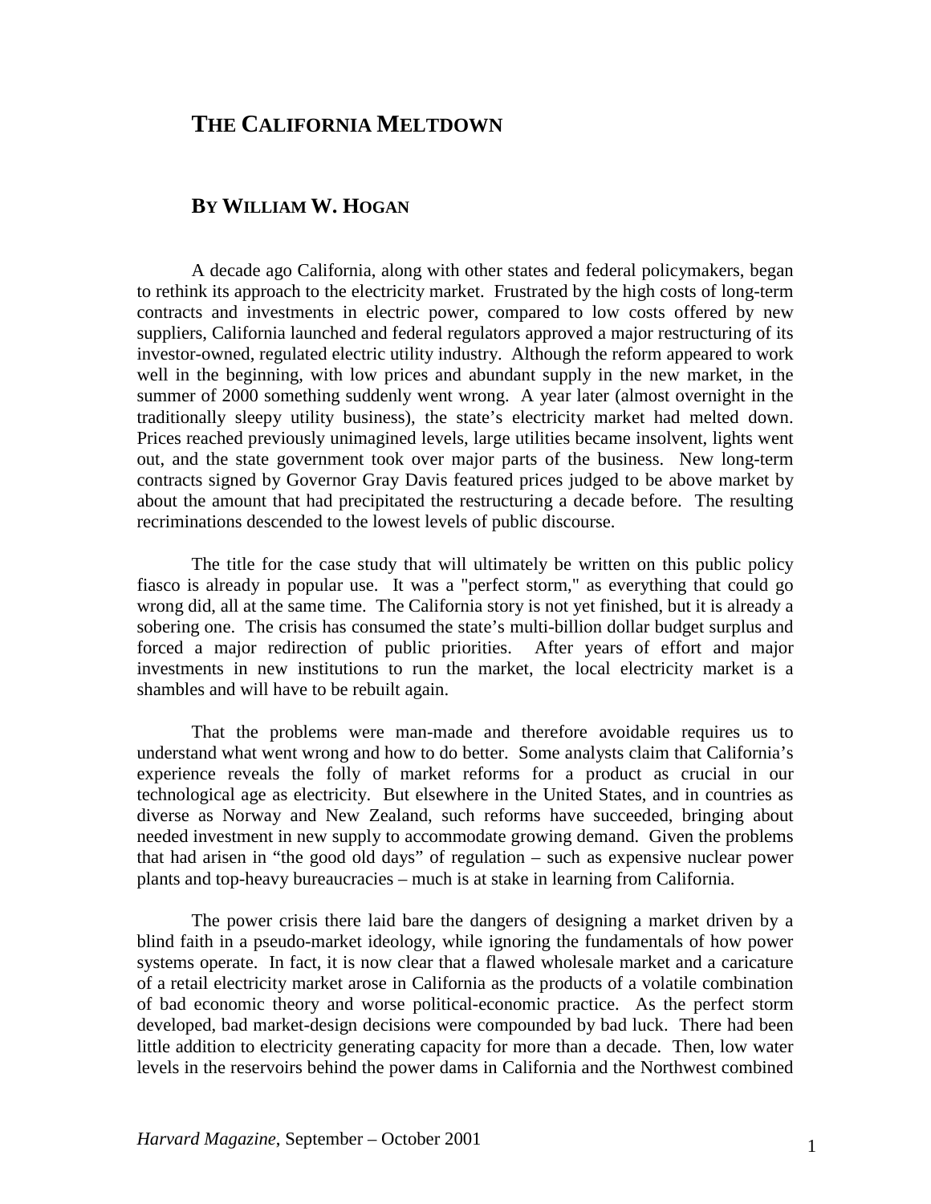# The California Meltdown

## By William W. Hogan

A decade ago California, along with other states and federal policymakers, began to rethink its approach to the electricity market. Frustrated by the high costs of long-term contracts and investments in electric power, compared to low costs offered by new suppliers, California launched and federal regulators approved a major restructuring of its investor-owned, regulated electric utility industry. Although the reform appeared to work well in the beginning, with low prices and abundant supply in the new market, in the summer of 2000 something suddenly went wrong. A year later (almost overnight in the traditionally sleepy utility business), the state's electricity market had melted down. Prices reached previously unimagined levels, large utilities became insolvent, lights went out, and the state government took over major parts of the business. New long-term contracts signed by Governor Gray Davis featured prices judged to be above market by about the amount that had precipitated the restructuring a decade before. The resulting recriminations descended to the lowest levels of public discourse.

The title for the case study that will ultimately be written on this public policy fiasco is already in popular use. It was a "perfect storm," as everything that could go wrong did, all at the same time. The California story is not yet finished, but it is already a sobering one. The crisis has consumed the state's multi-billion dollar budget surplus and forced a major redirection of public priorities. After years of effort and major investments in new institutions to run the market, the local electricity market is a shambles and will have to be rebuilt again.

That the problems were man-made and therefore avoidable requires us to understand what went wrong and how to do better. Some analysts claim that California's experience reveals the folly of market reforms for a product as crucial in our technological age as electricity. But elsewhere in the United States, and in countries as diverse as Norway and New Zealand, such reforms have succeeded, bringing about needed investment in new supply to accommodate growing demand. Given the problems that had arisen in "the good old days" of regulation – such as expensive nuclear power plants and top-heavy bureaucracies – much is at stake in learning from California.

The power crisis there laid bare the dangers of designing a market driven by a blind faith in a pseudo-market ideology, while ignoring the fundamentals of how power systems operate. In fact, it is now clear that a flawed wholesale market and a caricature of a retail electricity market arose in California as the products of a volatile combination of bad economic theory and worse political-economic practice. As the perfect storm developed, bad market-design decisions were compounded by bad luck. There had been little addition to electricity generating capacity for more than a decade. Then, low water levels in the reservoirs behind the power dams in California and the Northwest combined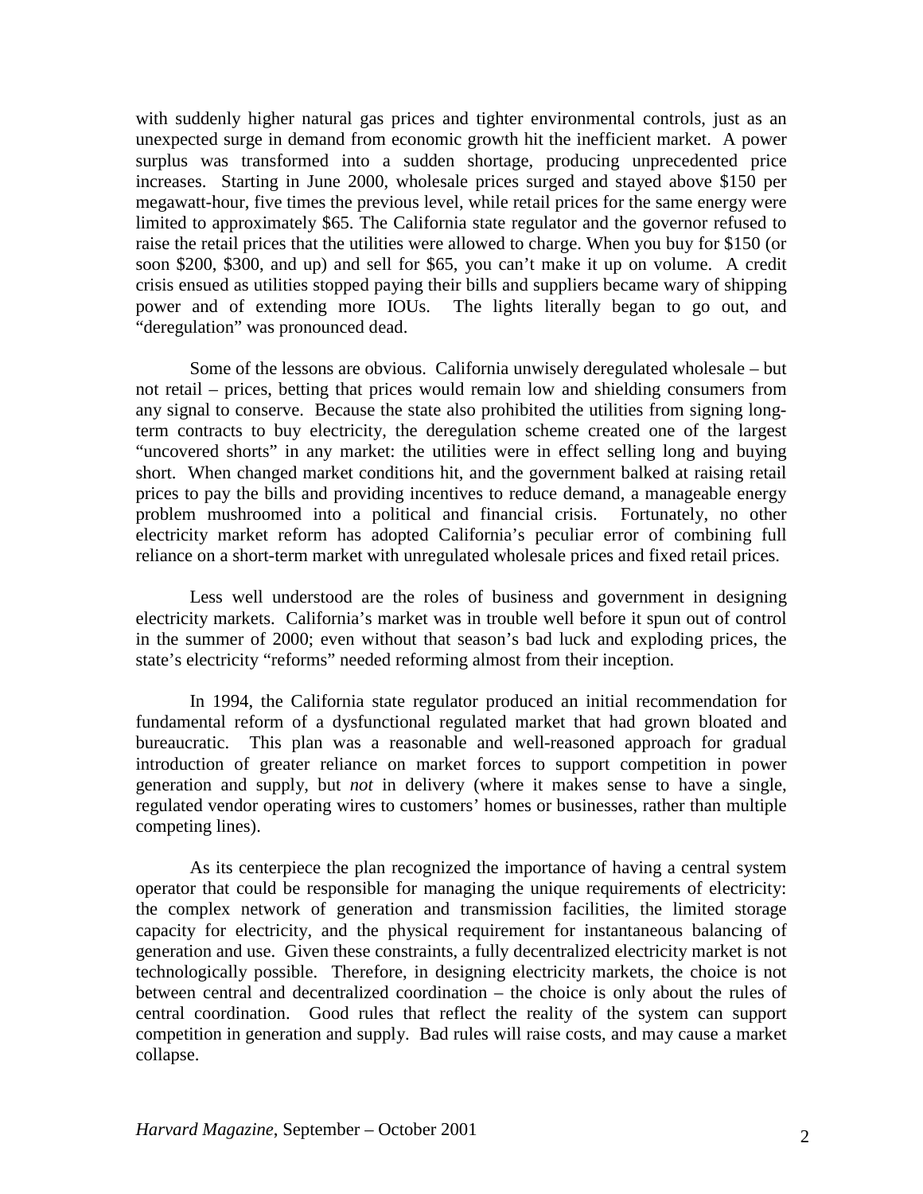with suddenly higher natural gas prices and tighter environmental controls, just as an unexpected surge in demand from economic growth hit the inefficient market. A power surplus was transformed into a sudden shortage, producing unprecedented price increases. Starting in June 2000, wholesale prices surged and stayed above $150 per megawatt-hour, five times the previous level, while retail prices for the same energy were limited to approximately $65. The California state regulator and the governor refused to raise the retail prices that the utilities were allowed to charge. When you buy for $150 (or soon $200, $300, and up) and sell for $65, you can't make it up on volume. A credit crisis ensued as utilities stopped paying their bills and suppliers became wary of shipping power and of extending more IOUs. The lights literally began to go out, and "deregulation" was pronounced dead.

Some of the lessons are obvious. California unwisely deregulated wholesale – but not retail – prices, betting that prices would remain low and shielding consumers from any signal to conserve. Because the state also prohibited the utilities from signing long-term contracts to buy electricity, the deregulation scheme created one of the largest "uncovered shorts" in any market: the utilities were in effect selling long and buying short. When changed market conditions hit, and the government balked at raising retail prices to pay the bills and providing incentives to reduce demand, a manageable energy problem mushroomed into a political and financial crisis. Fortunately, no other electricity market reform has adopted California's peculiar error of combining full reliance on a short-term market with unregulated wholesale prices and fixed retail prices.

Less well understood are the roles of business and government in designing electricity markets. California's market was in trouble well before it spun out of control in the summer of 2000; even without that season's bad luck and exploding prices, the state's electricity "reforms" needed reforming almost from their inception.

In 1994, the California state regulator produced an initial recommendation for fundamental reform of a dysfunctional regulated market that had grown bloated and bureaucratic. This plan was a reasonable and well-reasoned approach for gradual introduction of greater reliance on market forces to support competition in power generation and supply, but *not* in delivery (where it makes sense to have a single, regulated vendor operating wires to customers' homes or businesses, rather than multiple competing lines).

As its centerpiece the plan recognized the importance of having a central system operator that could be responsible for managing the unique requirements of electricity: the complex network of generation and transmission facilities, the limited storage capacity for electricity, and the physical requirement for instantaneous balancing of generation and use. Given these constraints, a fully decentralized electricity market is not technologically possible. Therefore, in designing electricity markets, the choice is not between central and decentralized coordination – the choice is only about the rules of central coordination. Good rules that reflect the reality of the system can support competition in generation and supply. Bad rules will raise costs, and may cause a market collapse.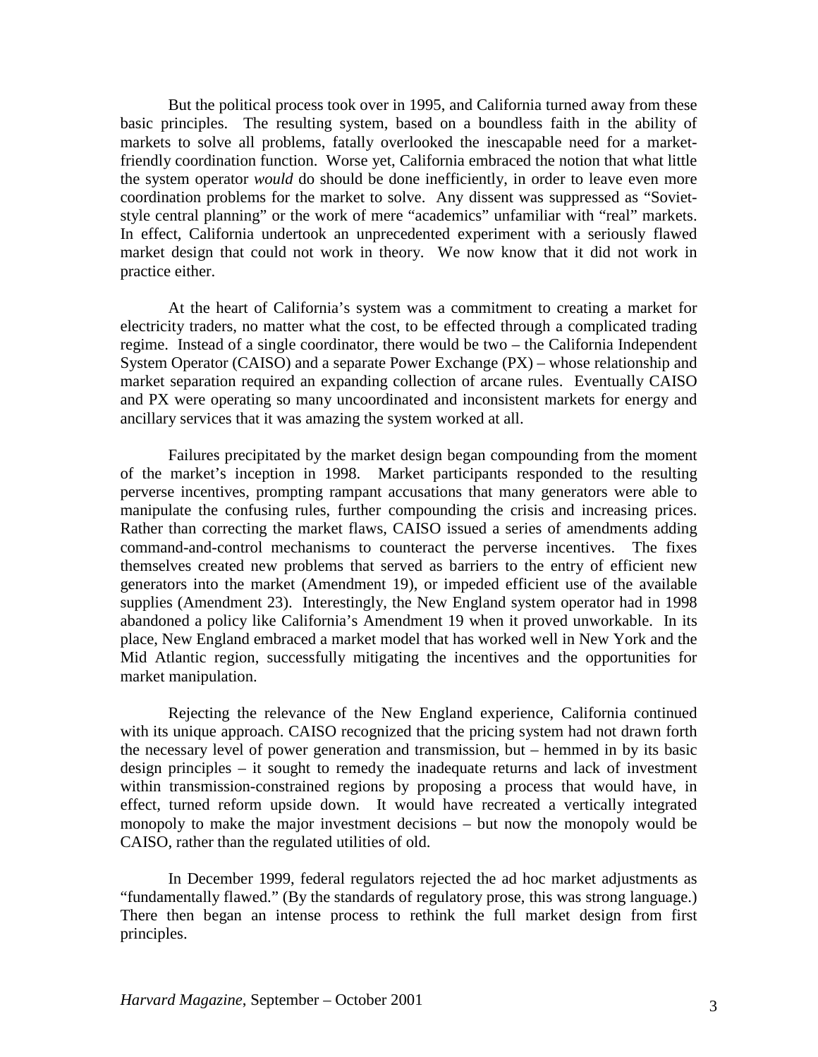But the political process took over in 1995, and California turned away from these basic principles. The resulting system, based on a boundless faith in the ability of markets to solve all problems, fatally overlooked the inescapable need for a market-friendly coordination function. Worse yet, California embraced the notion that what little the system operator *would* do should be done inefficiently, in order to leave even more coordination problems for the market to solve. Any dissent was suppressed as "Soviet-style central planning" or the work of mere "academics" unfamiliar with "real" markets. In effect, California undertook an unprecedented experiment with a seriously flawed market design that could not work in theory. We now know that it did not work in practice either.

At the heart of California's system was a commitment to creating a market for electricity traders, no matter what the cost, to be effected through a complicated trading regime. Instead of a single coordinator, there would be two – the California Independent System Operator (CAISO) and a separate Power Exchange (PX) – whose relationship and market separation required an expanding collection of arcane rules. Eventually CAISO and PX were operating so many uncoordinated and inconsistent markets for energy and ancillary services that it was amazing the system worked at all.

Failures precipitated by the market design began compounding from the moment of the market's inception in 1998. Market participants responded to the resulting perverse incentives, prompting rampant accusations that many generators were able to manipulate the confusing rules, further compounding the crisis and increasing prices. Rather than correcting the market flaws, CAISO issued a series of amendments adding command-and-control mechanisms to counteract the perverse incentives. The fixes themselves created new problems that served as barriers to the entry of efficient new generators into the market (Amendment 19), or impeded efficient use of the available supplies (Amendment 23). Interestingly, the New England system operator had in 1998 abandoned a policy like California's Amendment 19 when it proved unworkable. In its place, New England embraced a market model that has worked well in New York and the Mid Atlantic region, successfully mitigating the incentives and the opportunities for market manipulation.

Rejecting the relevance of the New England experience, California continued with its unique approach. CAISO recognized that the pricing system had not drawn forth the necessary level of power generation and transmission, but – hemmed in by its basic design principles – it sought to remedy the inadequate returns and lack of investment within transmission-constrained regions by proposing a process that would have, in effect, turned reform upside down. It would have recreated a vertically integrated monopoly to make the major investment decisions – but now the monopoly would be CAISO, rather than the regulated utilities of old.

In December 1999, federal regulators rejected the ad hoc market adjustments as "fundamentally flawed." (By the standards of regulatory prose, this was strong language.) There then began an intense process to rethink the full market design from first principles.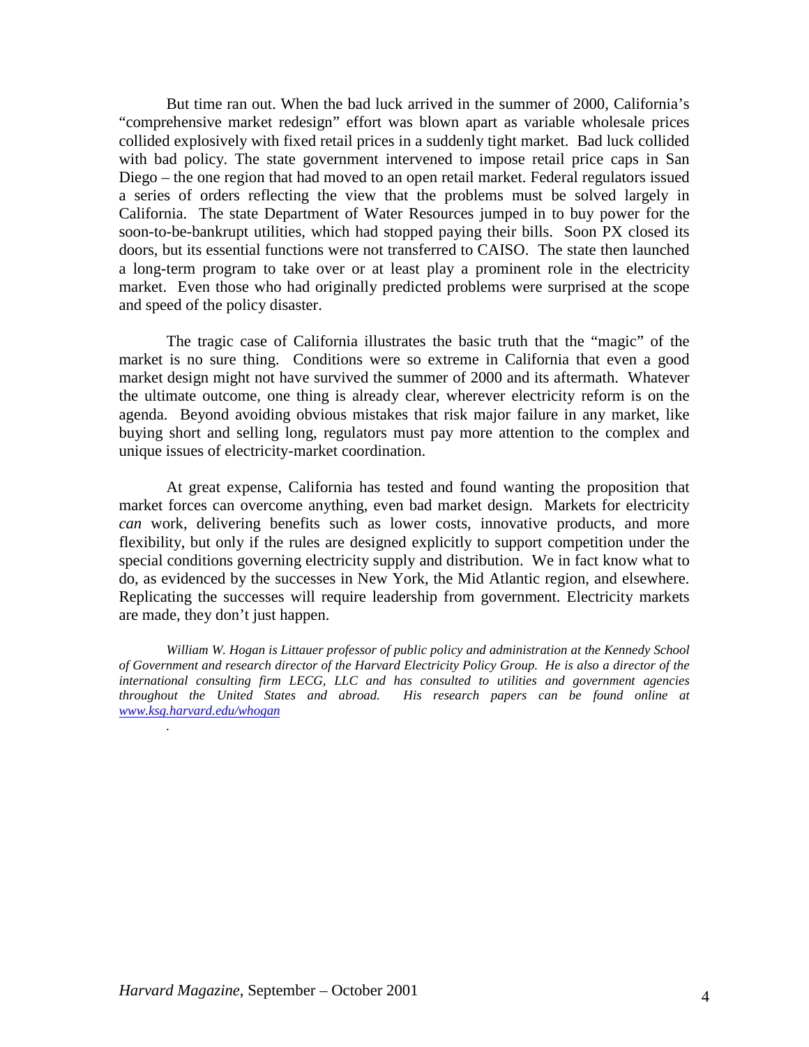But time ran out. When the bad luck arrived in the summer of 2000, California's "comprehensive market redesign" effort was blown apart as variable wholesale prices collided explosively with fixed retail prices in a suddenly tight market. Bad luck collided with bad policy. The state government intervened to impose retail price caps in San Diego – the one region that had moved to an open retail market. Federal regulators issued a series of orders reflecting the view that the problems must be solved largely in California. The state Department of Water Resources jumped in to buy power for the soon-to-be-bankrupt utilities, which had stopped paying their bills. Soon PX closed its doors, but its essential functions were not transferred to CAISO. The state then launched a long-term program to take over or at least play a prominent role in the electricity market. Even those who had originally predicted problems were surprised at the scope and speed of the policy disaster.

The tragic case of California illustrates the basic truth that the "magic" of the market is no sure thing. Conditions were so extreme in California that even a good market design might not have survived the summer of 2000 and its aftermath. Whatever the ultimate outcome, one thing is already clear, wherever electricity reform is on the agenda. Beyond avoiding obvious mistakes that risk major failure in any market, like buying short and selling long, regulators must pay more attention to the complex and unique issues of electricity-market coordination.

At great expense, California has tested and found wanting the proposition that market forces can overcome anything, even bad market design. Markets for electricity *can* work, delivering benefits such as lower costs, innovative products, and more flexibility, but only if the rules are designed explicitly to support competition under the special conditions governing electricity supply and distribution. We in fact know what to do, as evidenced by the successes in New York, the Mid Atlantic region, and elsewhere. Replicating the successes will require leadership from government. Electricity markets are made, they don't just happen.

*William W. Hogan is Littauer professor of public policy and administration at the Kennedy School of Government and research director of the Harvard Electricity Policy Group. He is also a director of the international consulting firm LECG, LLC and has consulted to utilities and government agencies throughout the United States and abroad. His research papers can be found online at [www.ksg.harvard.edu/whogan](http://www.ksg.harvard.edu/whogan)*

.